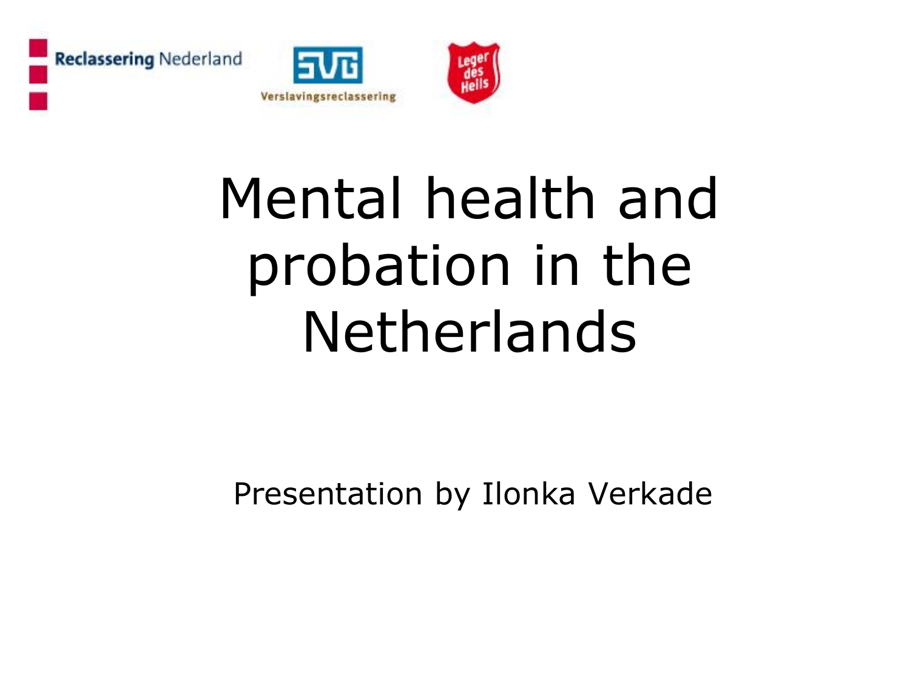Reclassering Nederland

SVG Verslavingsreclassering

Leger des Heils

# Mental health and probation in the Netherlands

Presentation by Ilonka Verkade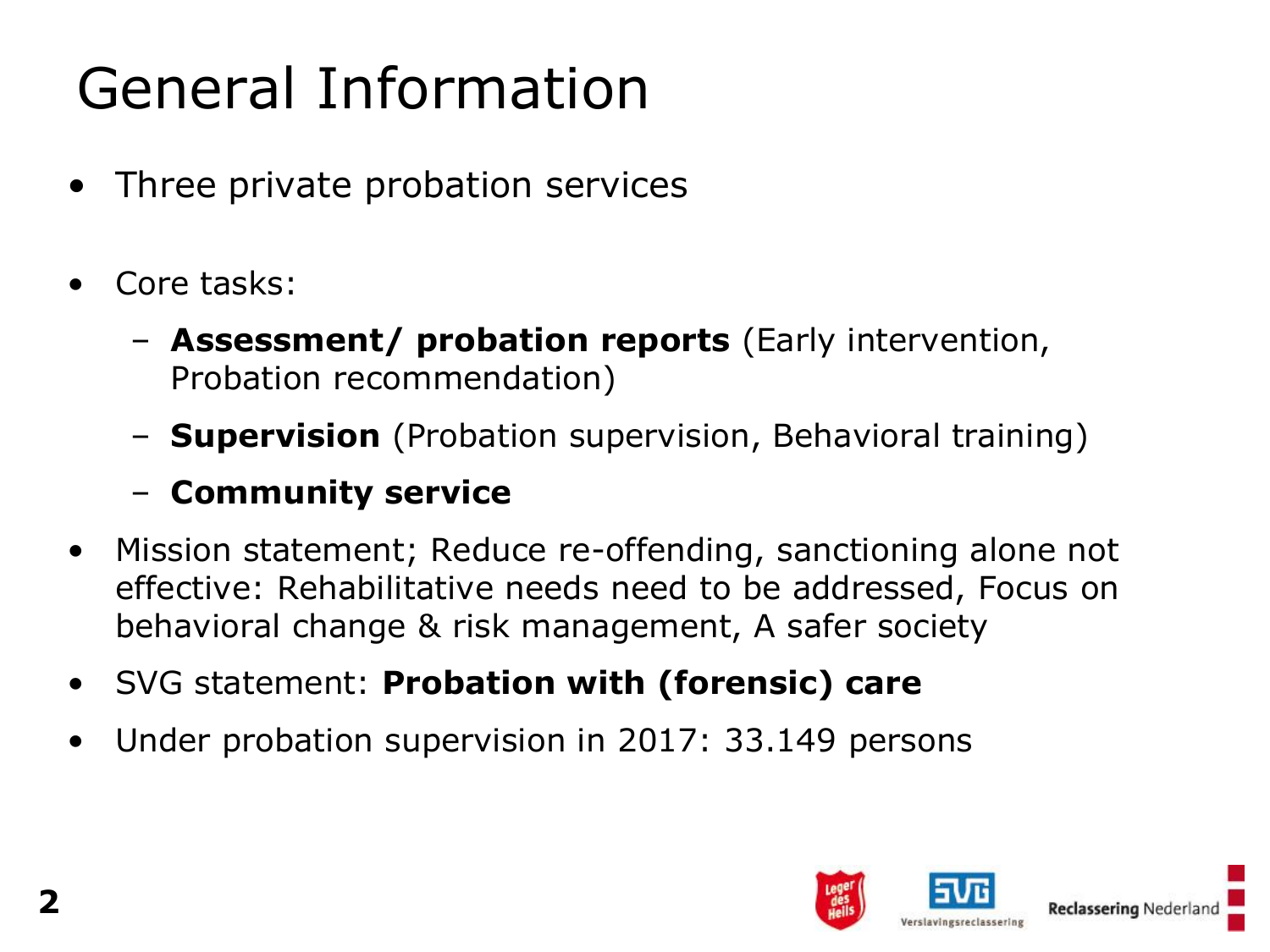# General Information

- Three private probation services
- Core tasks:
  - **Assessment/ probation reports** (Early intervention, Probation recommendation)
  - **Supervision** (Probation supervision, Behavioral training)
  - **Community service**
- Mission statement; Reduce re-offending, sanctioning alone not effective: Rehabilitative needs need to be addressed, Focus on behavioral change & risk management, A safer society
- SVG statement: **Probation with (forensic) care**
- Under probation supervision in 2017: 33.149 persons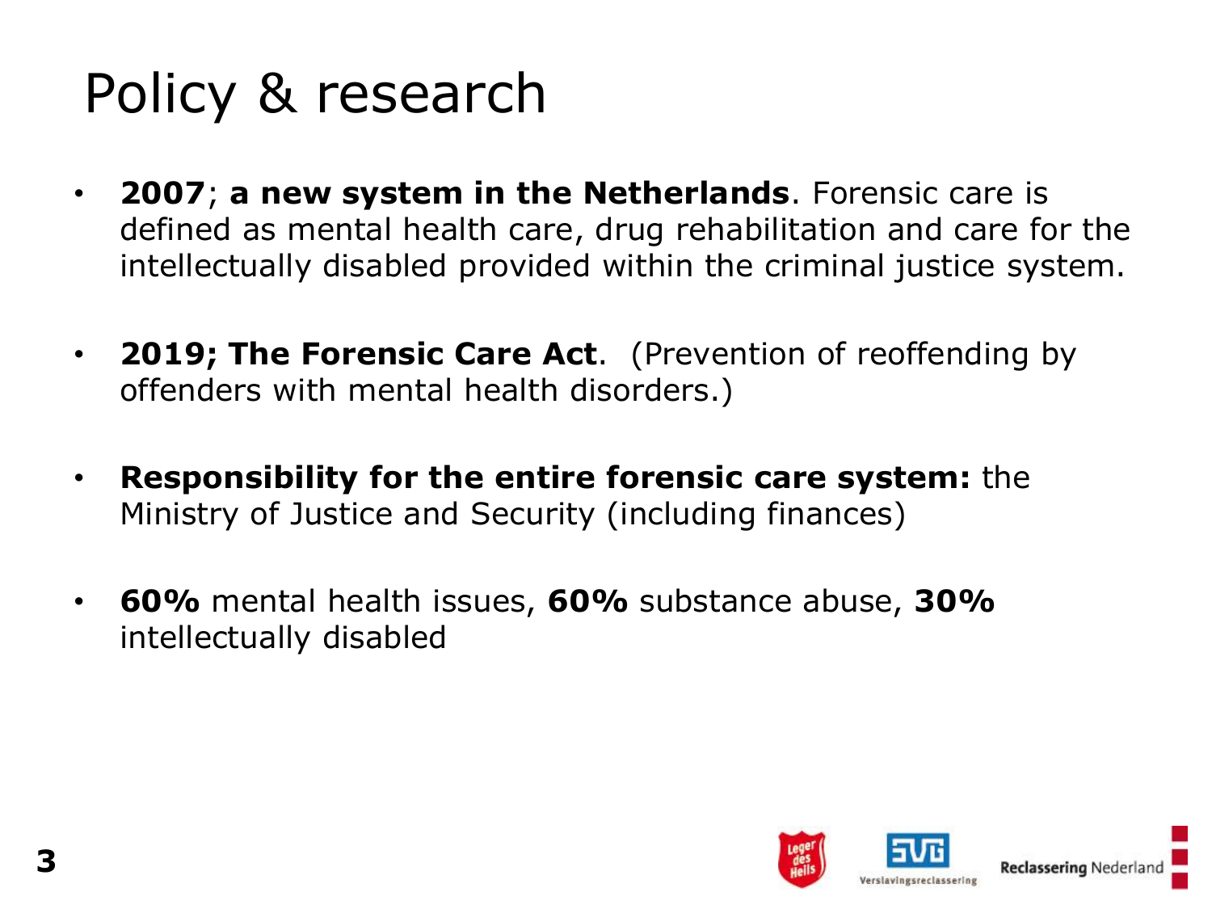# Policy & research

- **2007**; **a new system in the Netherlands**. Forensic care is defined as mental health care, drug rehabilitation and care for the intellectually disabled provided within the criminal justice system.

- **2019; The Forensic Care Act**. (Prevention of reoffending by offenders with mental health disorders.)

- **Responsibility for the entire forensic care system:** the Ministry of Justice and Security (including finances)

- **60%** mental health issues, **60%** substance abuse, **30%** intellectually disabled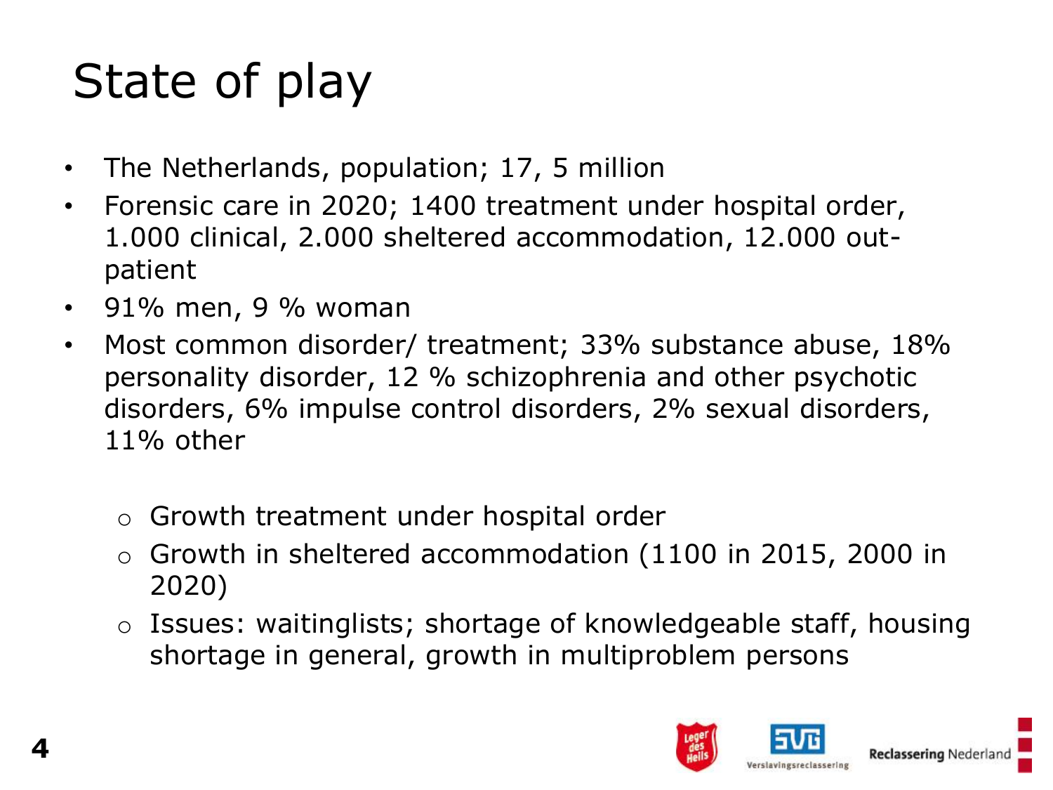# State of play

- The Netherlands, population; 17, 5 million
- Forensic care in 2020; 1400 treatment under hospital order, 1.000 clinical, 2.000 sheltered accommodation, 12.000 out-patient
- 91% men, 9 % woman
- Most common disorder/ treatment; 33% substance abuse, 18% personality disorder, 12 % schizophrenia and other psychotic disorders, 6% impulse control disorders, 2% sexual disorders, 11% other

  - Growth treatment under hospital order
  - Growth in sheltered accommodation (1100 in 2015, 2000 in 2020)
  - Issues: waitinglists; shortage of knowledgeable staff, housing shortage in general, growth in multiproblem persons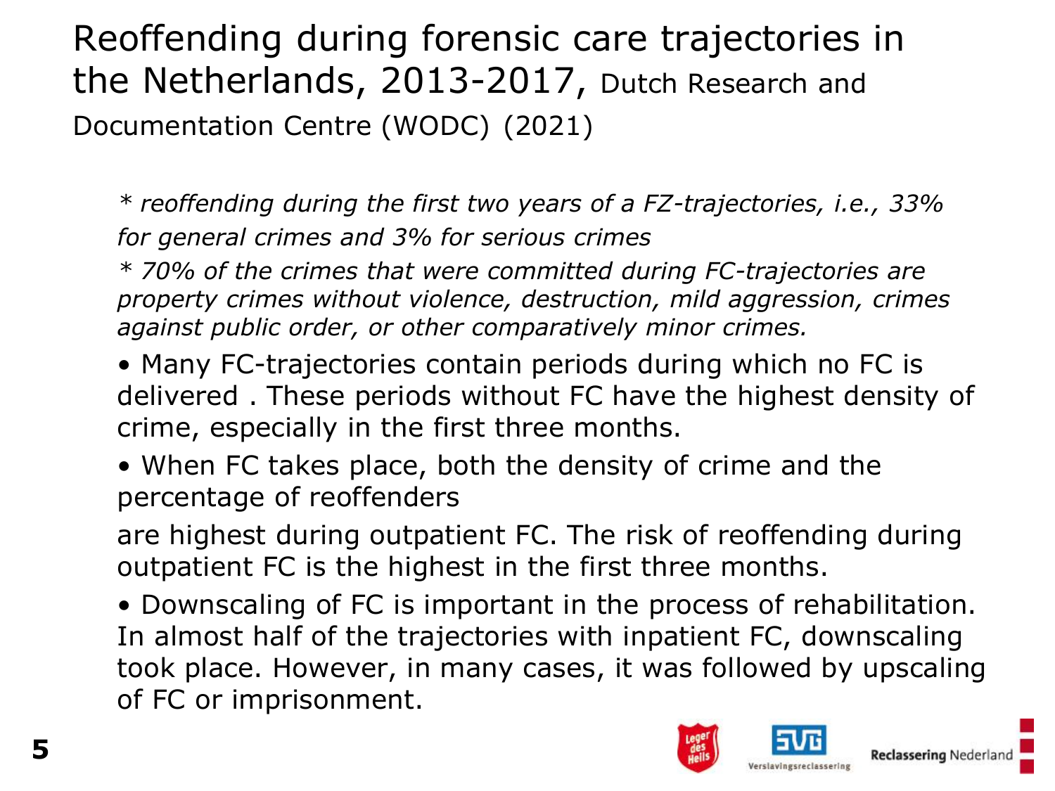# Reoffending during forensic care trajectories in the Netherlands, 2013-2017, Dutch Research and Documentation Centre (WODC) (2021)

*\* reoffending during the first two years of a FZ-trajectories, i.e., 33% for general crimes and 3% for serious crimes*

*\* 70% of the crimes that were committed during FC-trajectories are property crimes without violence, destruction, mild aggression, crimes against public order, or other comparatively minor crimes.*

- Many FC-trajectories contain periods during which no FC is delivered . These periods without FC have the highest density of crime, especially in the first three months.
- When FC takes place, both the density of crime and the percentage of reoffenders

  are highest during outpatient FC. The risk of reoffending during outpatient FC is the highest in the first three months.
- Downscaling of FC is important in the process of rehabilitation. In almost half of the trajectories with inpatient FC, downscaling took place. However, in many cases, it was followed by upscaling of FC or imprisonment.

Leger des Heils | SVG Verslavingsreclassering | Reclassering Nederland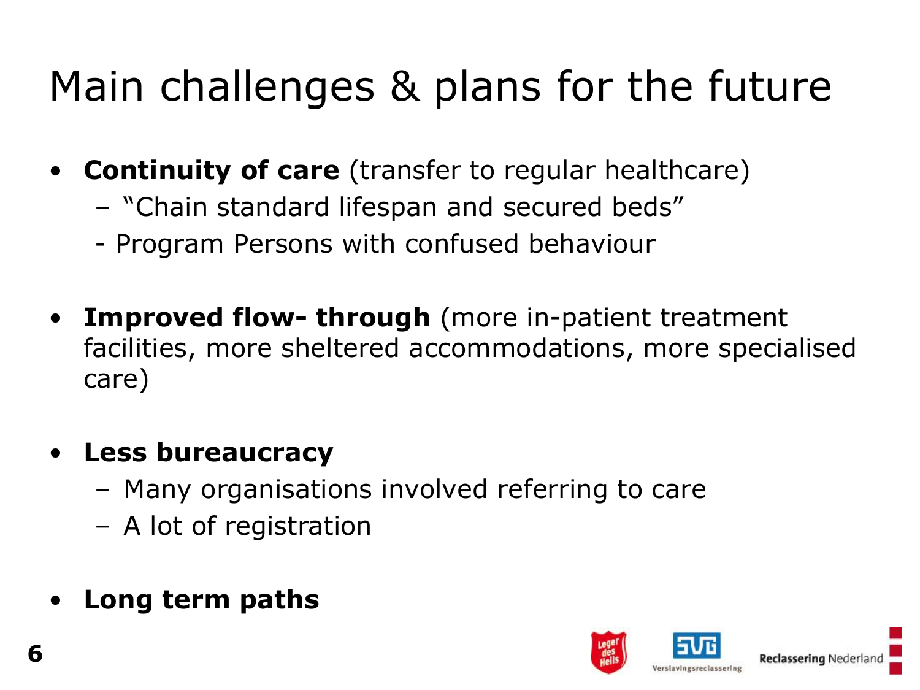# Main challenges & plans for the future

- **Continuity of care** (transfer to regular healthcare)
  - "Chain standard lifespan and secured beds"
  - Program Persons with confused behaviour

- **Improved flow- through** (more in-patient treatment facilities, more sheltered accommodations, more specialised care)

- **Less bureaucracy**
  - Many organisations involved referring to care
  - A lot of registration

- **Long term paths**